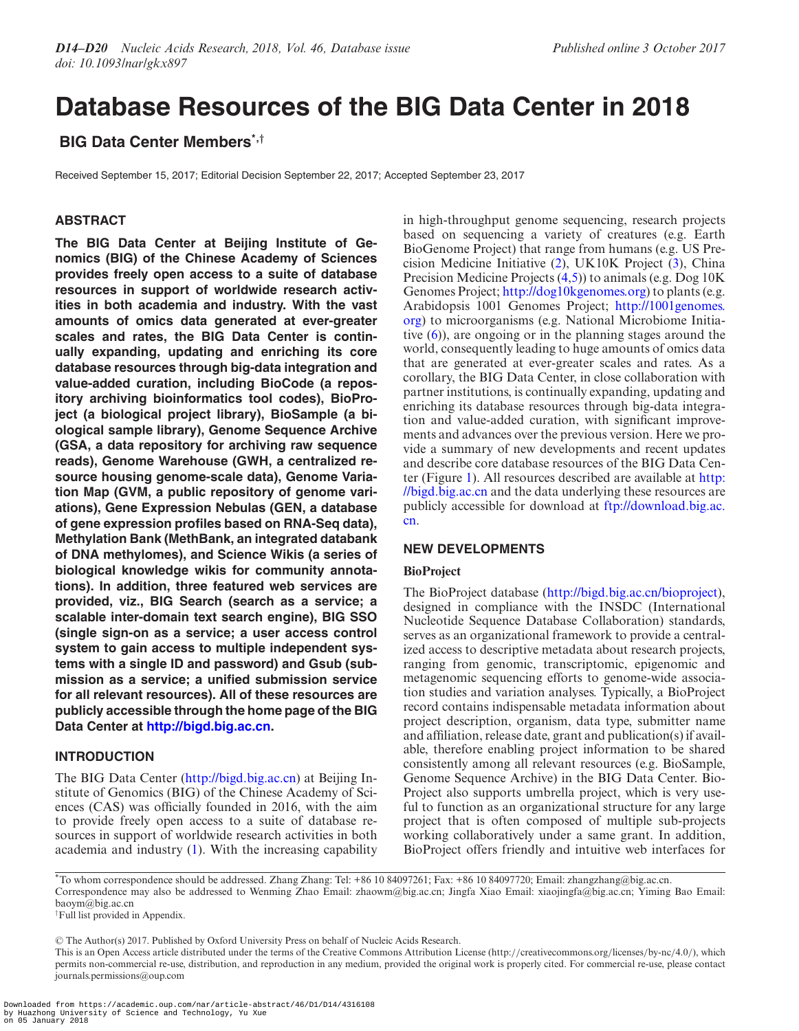# Database Resources of the BIG Data Center in 2018

**BIG Data Center Members**[*,†]

Received September 15, 2017; Editorial Decision September 22, 2017; Accepted September 23, 2017

## ABSTRACT

**The BIG Data Center at Beijing Institute of Genomics (BIG) of the Chinese Academy of Sciences provides freely open access to a suite of database resources in support of worldwide research activities in both academia and industry. With the vast amounts of omics data generated at ever-greater scales and rates, the BIG Data Center is continually expanding, updating and enriching its core database resources through big-data integration and value-added curation, including BioCode (a repository archiving bioinformatics tool codes), BioProject (a biological project library), BioSample (a biological sample library), Genome Sequence Archive (GSA, a data repository for archiving raw sequence reads), Genome Warehouse (GWH, a centralized resource housing genome-scale data), Genome Variation Map (GVM, a public repository of genome variations), Gene Expression Nebulas (GEN, a database of gene expression profiles based on RNA-Seq data), Methylation Bank (MethBank, an integrated databank of DNA methylomes), and Science Wikis (a series of biological knowledge wikis for community annotations). In addition, three featured web services are provided, viz., BIG Search (search as a service; a scalable inter-domain text search engine), BIG SSO (single sign-on as a service; a user access control system to gain access to multiple independent systems with a single ID and password) and Gsub (submission as a service; a unified submission service for all relevant resources). All of these resources are publicly accessible through the home page of the BIG Data Center at http://bigd.big.ac.cn.**

## INTRODUCTION

The BIG Data Center (http://bigd.big.ac.cn) at Beijing Institute of Genomics (BIG) of the Chinese Academy of Sciences (CAS) was officially founded in 2016, with the aim to provide freely open access to a suite of database resources in support of worldwide research activities in both academia and industry (1). With the increasing capability in high-throughput genome sequencing, research projects based on sequencing a variety of creatures (e.g. Earth BioGenome Project) that range from humans (e.g. US Precision Medicine Initiative (2), UK10K Project (3), China Precision Medicine Projects (4,5)) to animals (e.g. Dog 10K Genomes Project; http://dog10kgenomes.org) to plants (e.g. Arabidopsis 1001 Genomes Project; http://1001genomes.org) to microorganisms (e.g. National Microbiome Initiative (6)), are ongoing or in the planning stages around the world, consequently leading to huge amounts of omics data that are generated at ever-greater scales and rates. As a corollary, the BIG Data Center, in close collaboration with partner institutions, is continually expanding, updating and enriching its database resources through big-data integration and value-added curation, with significant improvements and advances over the previous version. Here we provide a summary of new developments and recent updates and describe core database resources of the BIG Data Center (Figure 1). All resources described are available at http://bigd.big.ac.cn and the data underlying these resources are publicly accessible for download at ftp://download.big.ac.cn.

## NEW DEVELOPMENTS

### BioProject

The BioProject database (http://bigd.big.ac.cn/bioproject), designed in compliance with the INSDC (International Nucleotide Sequence Database Collaboration) standards, serves as an organizational framework to provide a centralized access to descriptive metadata about research projects, ranging from genomic, transcriptomic, epigenomic and metagenomic sequencing efforts to genome-wide association studies and variation analyses. Typically, a BioProject record contains indispensable metadata information about project description, organism, data type, submitter name and affiliation, release date, grant and publication(s) if available, therefore enabling project information to be shared consistently among all relevant resources (e.g. BioSample, Genome Sequence Archive) in the BIG Data Center. BioProject also supports umbrella project, which is very useful to function as an organizational structure for any large project that is often composed of multiple sub-projects working collaboratively under a same grant. In addition, BioProject offers friendly and intuitive web interfaces for

---

[*]To whom correspondence should be addressed. Zhang Zhang: Tel: +86 10 84097261; Fax: +86 10 84097720; Email: zhangzhang@big.ac.cn.
Correspondence may also be addressed to Wenming Zhao Email: zhaowm@big.ac.cn; Jingfa Xiao Email: xiaojingfa@big.ac.cn; Yiming Bao Email: baoym@big.ac.cn

[†]Full list provided in Appendix.

© The Author(s) 2017. Published by Oxford University Press on behalf of Nucleic Acids Research.
This is an Open Access article distributed under the terms of the Creative Commons Attribution License (http://creativecommons.org/licenses/by-nc/4.0/), which permits non-commercial re-use, distribution, and reproduction in any medium, provided the original work is properly cited. For commercial re-use, please contact journals.permissions@oup.com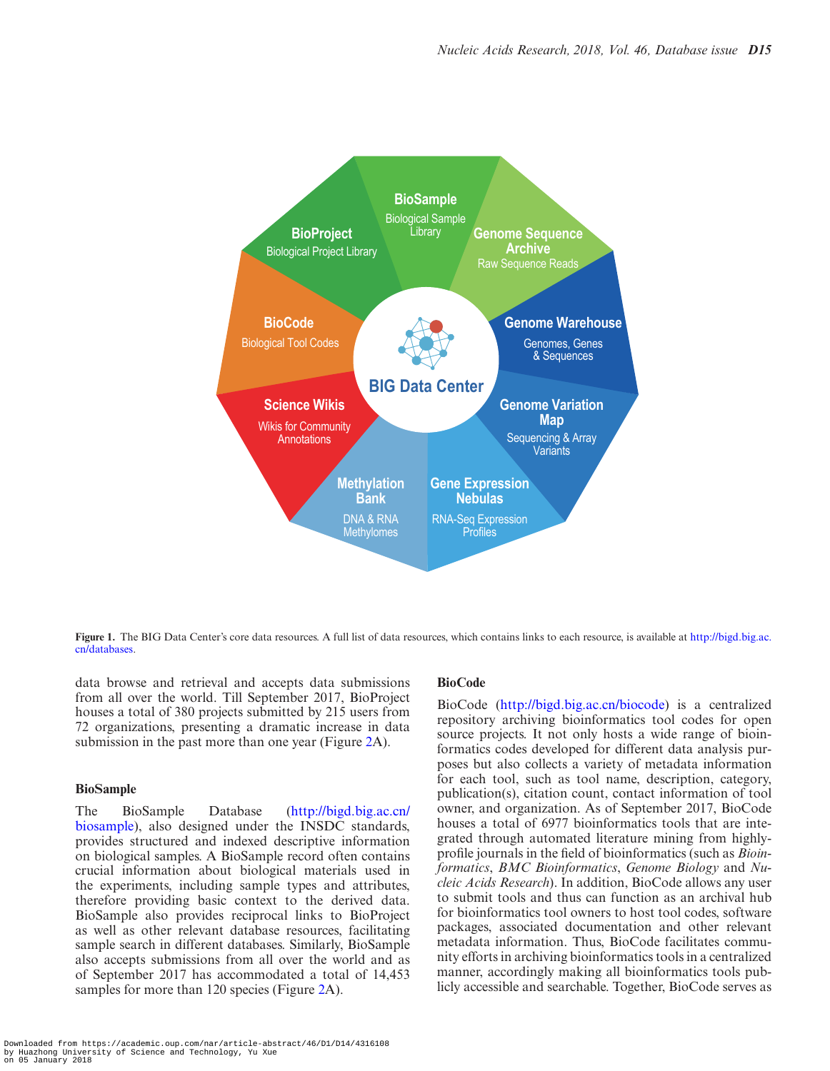Figure 1. The BIG Data Center's core data resources. A full list of data resources, which contains links to each resource, is available at http://bigd.big.ac.cn/databases.

data browse and retrieval and accepts data submissions from all over the world. Till September 2017, BioProject houses a total of 380 projects submitted by 215 users from 72 organizations, presenting a dramatic increase in data submission in the past more than one year (Figure 2A).

### BioSample

The BioSample Database (http://bigd.big.ac.cn/biosample), also designed under the INSDC standards, provides structured and indexed descriptive information on biological samples. A BioSample record often contains crucial information about biological materials used in the experiments, including sample types and attributes, therefore providing basic context to the derived data. BioSample also provides reciprocal links to BioProject as well as other relevant database resources, facilitating sample search in different databases. Similarly, BioSample also accepts submissions from all over the world and as of September 2017 has accommodated a total of 14,453 samples for more than 120 species (Figure 2A).

### BioCode

BioCode (http://bigd.big.ac.cn/biocode) is a centralized repository archiving bioinformatics tool codes for open source projects. It not only hosts a wide range of bioinformatics codes developed for different data analysis purposes but also collects a variety of metadata information for each tool, such as tool name, description, category, publication(s), citation count, contact information of tool owner, and organization. As of September 2017, BioCode houses a total of 6977 bioinformatics tools that are integrated through automated literature mining from highly-profile journals in the field of bioinformatics (such as *Bioinformatics*, *BMC Bioinformatics*, *Genome Biology* and *Nucleic Acids Research*). In addition, BioCode allows any user to submit tools and thus can function as an archival hub for bioinformatics tool owners to host tool codes, software packages, associated documentation and other relevant metadata information. Thus, BioCode facilitates community efforts in archiving bioinformatics tools in a centralized manner, accordingly making all bioinformatics tools publicly accessible and searchable. Together, BioCode serves as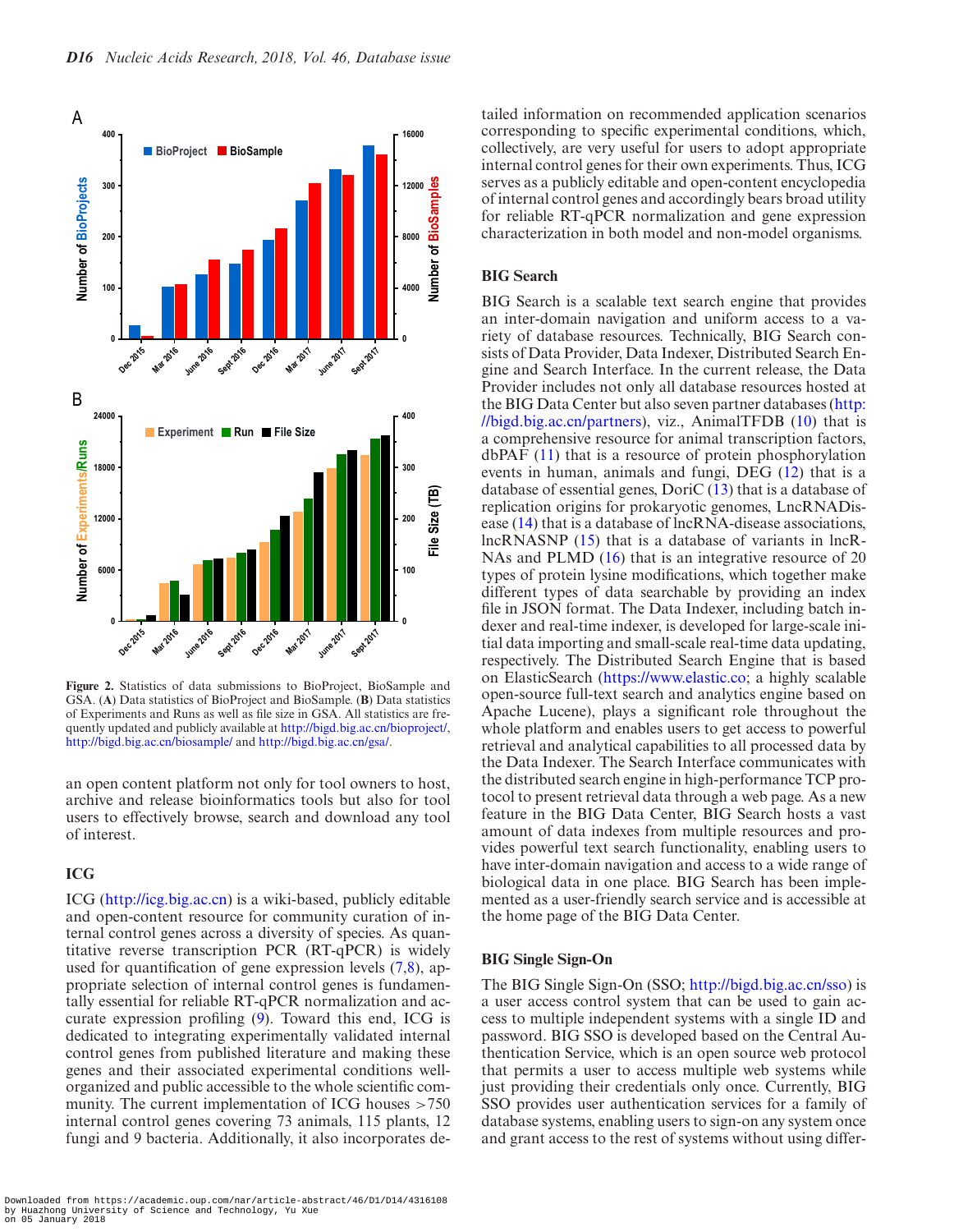Figure 2. Statistics of data submissions to BioProject, BioSample and GSA. (**A**) Data statistics of BioProject and BioSample. (**B**) Data statistics of Experiments and Runs as well as file size in GSA. All statistics are frequently updated and publicly available at http://bigd.big.ac.cn/bioproject/, http://bigd.big.ac.cn/biosample/ and http://bigd.big.ac.cn/gsa/.

an open content platform not only for tool owners to host, archive and release bioinformatics tools but also for tool users to effectively browse, search and download any tool of interest.

## ICG

ICG (http://icg.big.ac.cn) is a wiki-based, publicly editable and open-content resource for community curation of internal control genes across a diversity of species. As quantitative reverse transcription PCR (RT-qPCR) is widely used for quantification of gene expression levels (7,8), appropriate selection of internal control genes is fundamentally essential for reliable RT-qPCR normalization and accurate expression profiling (9). Toward this end, ICG is dedicated to integrating experimentally validated internal control genes from published literature and making these genes and their associated experimental conditions well-organized and public accessible to the whole scientific community. The current implementation of ICG houses >750 internal control genes covering 73 animals, 115 plants, 12 fungi and 9 bacteria. Additionally, it also incorporates detailed information on recommended application scenarios corresponding to specific experimental conditions, which, collectively, are very useful for users to adopt appropriate internal control genes for their own experiments. Thus, ICG serves as a publicly editable and open-content encyclopedia of internal control genes and accordingly bears broad utility for reliable RT-qPCR normalization and gene expression characterization in both model and non-model organisms.

## BIG Search

BIG Search is a scalable text search engine that provides an inter-domain navigation and uniform access to a variety of database resources. Technically, BIG Search consists of Data Provider, Data Indexer, Distributed Search Engine and Search Interface. In the current release, the Data Provider includes not only all database resources hosted at the BIG Data Center but also seven partner databases (http://bigd.big.ac.cn/partners), viz., AnimalTFDB (10) that is a comprehensive resource for animal transcription factors, dbPAF (11) that is a resource of protein phosphorylation events in human, animals and fungi, DEG (12) that is a database of essential genes, DoriC (13) that is a database of replication origins for prokaryotic genomes, LncRNADisease (14) that is a database of lncRNA-disease associations, lncRNASNP (15) that is a database of variants in lncRNAs and PLMD (16) that is an integrative resource of 20 types of protein lysine modifications, which together make different types of data searchable by providing an index file in JSON format. The Data Indexer, including batch indexer and real-time indexer, is developed for large-scale initial data importing and small-scale real-time data updating, respectively. The Distributed Search Engine that is based on ElasticSearch (https://www.elastic.co; a highly scalable open-source full-text search and analytics engine based on Apache Lucene), plays a significant role throughout the whole platform and enables users to get access to powerful retrieval and analytical capabilities to all processed data by the Data Indexer. The Search Interface communicates with the distributed search engine in high-performance TCP protocol to present retrieval data through a web page. As a new feature in the BIG Data Center, BIG Search hosts a vast amount of data indexes from multiple resources and provides powerful text search functionality, enabling users to have inter-domain navigation and access to a wide range of biological data in one place. BIG Search has been implemented as a user-friendly search service and is accessible at the home page of the BIG Data Center.

## BIG Single Sign-On

The BIG Single Sign-On (SSO; http://bigd.big.ac.cn/sso) is a user access control system that can be used to gain access to multiple independent systems with a single ID and password. BIG SSO is developed based on the Central Authentication Service, which is an open source web protocol that permits a user to access multiple web systems while just providing their credentials only once. Currently, BIG SSO provides user authentication services for a family of database systems, enabling users to sign-on any system once and grant access to the rest of systems without using differ-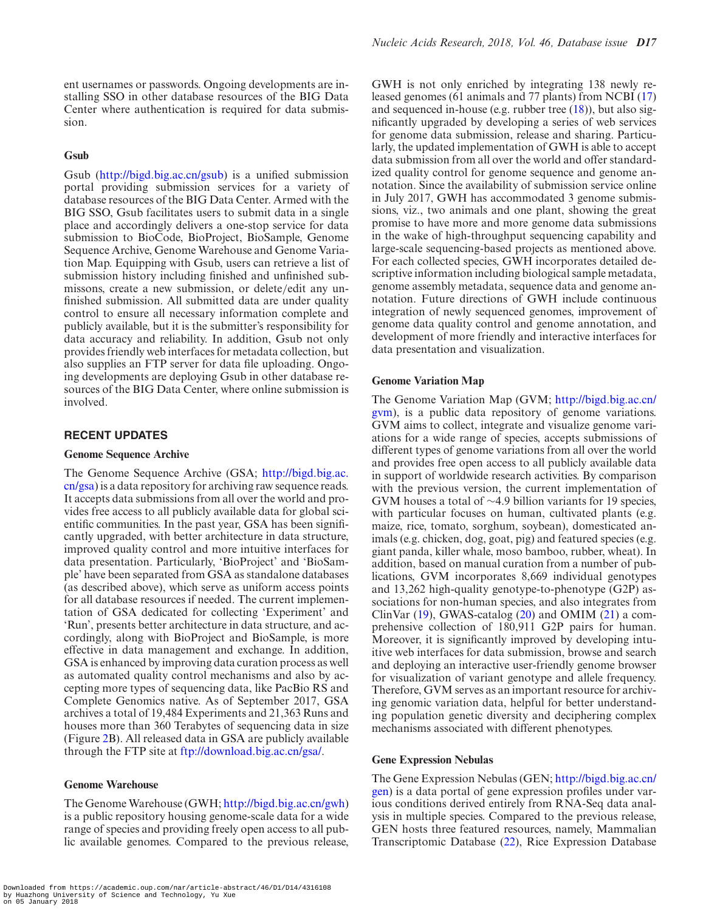ent usernames or passwords. Ongoing developments are installing SSO in other database resources of the BIG Data Center where authentication is required for data submission.

### Gsub

Gsub (http://bigd.big.ac.cn/gsub) is a unified submission portal providing submission services for a variety of database resources of the BIG Data Center. Armed with the BIG SSO, Gsub facilitates users to submit data in a single place and accordingly delivers a one-stop service for data submission to BioCode, BioProject, BioSample, Genome Sequence Archive, Genome Warehouse and Genome Variation Map. Equipping with Gsub, users can retrieve a list of submission history including finished and unfinished submissons, create a new submission, or delete/edit any unfinished submission. All submitted data are under quality control to ensure all necessary information complete and publicly available, but it is the submitter's responsibility for data accuracy and reliability. In addition, Gsub not only provides friendly web interfaces for metadata collection, but also supplies an FTP server for data file uploading. Ongoing developments are deploying Gsub in other database resources of the BIG Data Center, where online submission is involved.

## RECENT UPDATES

### Genome Sequence Archive

The Genome Sequence Archive (GSA; http://bigd.big.ac.cn/gsa) is a data repository for archiving raw sequence reads. It accepts data submissions from all over the world and provides free access to all publicly available data for global scientific communities. In the past year, GSA has been significantly upgraded, with better architecture in data structure, improved quality control and more intuitive interfaces for data presentation. Particularly, 'BioProject' and 'BioSample' have been separated from GSA as standalone databases (as described above), which serve as uniform access points for all database resources if needed. The current implementation of GSA dedicated for collecting 'Experiment' and 'Run', presents better architecture in data structure, and accordingly, along with BioProject and BioSample, is more effective in data management and exchange. In addition, GSA is enhanced by improving data curation process as well as automated quality control mechanisms and also by accepting more types of sequencing data, like PacBio RS and Complete Genomics native. As of September 2017, GSA archives a total of 19,484 Experiments and 21,363 Runs and houses more than 360 Terabytes of sequencing data in size (Figure 2B). All released data in GSA are publicly available through the FTP site at ftp://download.big.ac.cn/gsa/.

### Genome Warehouse

The Genome Warehouse (GWH; http://bigd.big.ac.cn/gwh) is a public repository housing genome-scale data for a wide range of species and providing freely open access to all public available genomes. Compared to the previous release, GWH is not only enriched by integrating 138 newly released genomes (61 animals and 77 plants) from NCBI (17) and sequenced in-house (e.g. rubber tree (18)), but also significantly upgraded by developing a series of web services for genome data submission, release and sharing. Particularly, the updated implementation of GWH is able to accept data submission from all over the world and offer standardized quality control for genome sequence and genome annotation. Since the availability of submission service online in July 2017, GWH has accommodated 3 genome submissions, viz., two animals and one plant, showing the great promise to have more and more genome data submissions in the wake of high-throughput sequencing capability and large-scale sequencing-based projects as mentioned above. For each collected species, GWH incorporates detailed descriptive information including biological sample metadata, genome assembly metadata, sequence data and genome annotation. Future directions of GWH include continuous integration of newly sequenced genomes, improvement of genome data quality control and genome annotation, and development of more friendly and interactive interfaces for data presentation and visualization.

### Genome Variation Map

The Genome Variation Map (GVM; http://bigd.big.ac.cn/gvm), is a public data repository of genome variations. GVM aims to collect, integrate and visualize genome variations for a wide range of species, accepts submissions of different types of genome variations from all over the world and provides free open access to all publicly available data in support of worldwide research activities. By comparison with the previous version, the current implementation of GVM houses a total of ∼4.9 billion variants for 19 species, with particular focuses on human, cultivated plants (e.g. maize, rice, tomato, sorghum, soybean), domesticated animals (e.g. chicken, dog, goat, pig) and featured species (e.g. giant panda, killer whale, moso bamboo, rubber, wheat). In addition, based on manual curation from a number of publications, GVM incorporates 8,669 individual genotypes and 13,262 high-quality genotype-to-phenotype (G2P) associations for non-human species, and also integrates from ClinVar (19), GWAS-catalog (20) and OMIM (21) a comprehensive collection of 180,911 G2P pairs for human. Moreover, it is significantly improved by developing intuitive web interfaces for data submission, browse and search and deploying an interactive user-friendly genome browser for visualization of variant genotype and allele frequency. Therefore, GVM serves as an important resource for archiving genomic variation data, helpful for better understanding population genetic diversity and deciphering complex mechanisms associated with different phenotypes.

### Gene Expression Nebulas

The Gene Expression Nebulas (GEN; http://bigd.big.ac.cn/gen) is a data portal of gene expression profiles under various conditions derived entirely from RNA-Seq data analysis in multiple species. Compared to the previous release, GEN hosts three featured resources, namely, Mammalian Transcriptomic Database (22), Rice Expression Database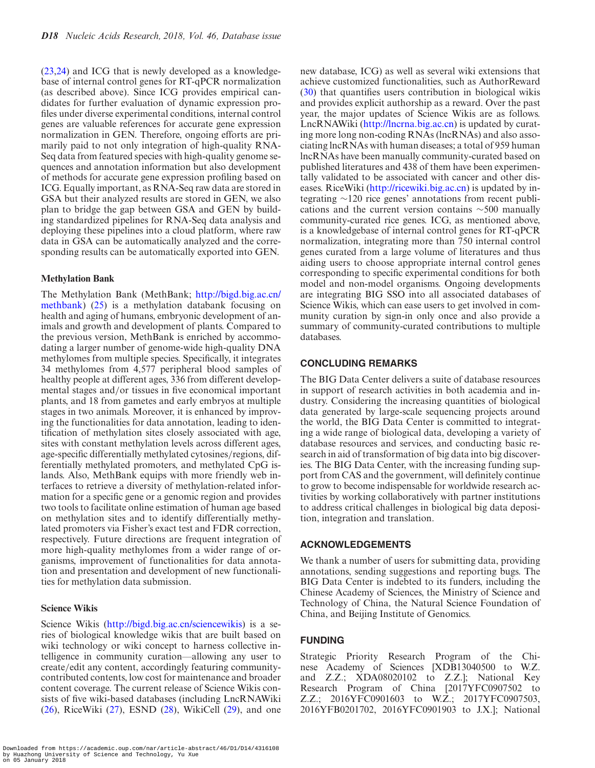(23,24) and ICG that is newly developed as a knowledgebase of internal control genes for RT-qPCR normalization (as described above). Since ICG provides empirical candidates for further evaluation of dynamic expression profiles under diverse experimental conditions, internal control genes are valuable references for accurate gene expression normalization in GEN. Therefore, ongoing efforts are primarily paid to not only integration of high-quality RNA-Seq data from featured species with high-quality genome sequences and annotation information but also development of methods for accurate gene expression profiling based on ICG. Equally important, as RNA-Seq raw data are stored in GSA but their analyzed results are stored in GEN, we also plan to bridge the gap between GSA and GEN by building standardized pipelines for RNA-Seq data analysis and deploying these pipelines into a cloud platform, where raw data in GSA can be automatically analyzed and the corresponding results can be automatically exported into GEN.

### Methylation Bank

The Methylation Bank (MethBank; http://bigd.big.ac.cn/methbank) (25) is a methylation databank focusing on health and aging of humans, embryonic development of animals and growth and development of plants. Compared to the previous version, MethBank is enriched by accommodating a larger number of genome-wide high-quality DNA methylomes from multiple species. Specifically, it integrates 34 methylomes from 4,577 peripheral blood samples of healthy people at different ages, 336 from different developmental stages and/or tissues in five economical important plants, and 18 from gametes and early embryos at multiple stages in two animals. Moreover, it is enhanced by improving the functionalities for data annotation, leading to identification of methylation sites closely associated with age, sites with constant methylation levels across different ages, age-specific differentially methylated cytosines/regions, differentially methylated promoters, and methylated CpG islands. Also, MethBank equips with more friendly web interfaces to retrieve a diversity of methylation-related information for a specific gene or a genomic region and provides two tools to facilitate online estimation of human age based on methylation sites and to identify differentially methylated promoters via Fisher's exact test and FDR correction, respectively. Future directions are frequent integration of more high-quality methylomes from a wider range of organisms, improvement of functionalities for data annotation and presentation and development of new functionalities for methylation data submission.

### Science Wikis

Science Wikis (http://bigd.big.ac.cn/sciencewikis) is a series of biological knowledge wikis that are built based on wiki technology or wiki concept to harness collective intelligence in community curation—allowing any user to create/edit any content, accordingly featuring community-contributed contents, low cost for maintenance and broader content coverage. The current release of Science Wikis consists of five wiki-based databases (including LncRNAWiki (26), RiceWiki (27), ESND (28), WikiCell (29), and one new database, ICG) as well as several wiki extensions that achieve customized functionalities, such as AuthorReward (30) that quantifies users contribution in biological wikis and provides explicit authorship as a reward. Over the past year, the major updates of Science Wikis are as follows. LncRNAWiki (http://lncrna.big.ac.cn) is updated by curating more long non-coding RNAs (lncRNAs) and also associating lncRNAs with human diseases; a total of 959 human lncRNAs have been manually community-curated based on published literatures and 438 of them have been experimentally validated to be associated with cancer and other diseases. RiceWiki (http://ricewiki.big.ac.cn) is updated by integrating ~120 rice genes' annotations from recent publications and the current version contains ~500 manually community-curated rice genes. ICG, as mentioned above, is a knowledgebase of internal control genes for RT-qPCR normalization, integrating more than 750 internal control genes curated from a large volume of literatures and thus aiding users to choose appropriate internal control genes corresponding to specific experimental conditions for both model and non-model organisms. Ongoing developments are integrating BIG SSO into all associated databases of Science Wikis, which can ease users to get involved in community curation by sign-in only once and also provide a summary of community-curated contributions to multiple databases.

## CONCLUDING REMARKS

The BIG Data Center delivers a suite of database resources in support of research activities in both academia and industry. Considering the increasing quantities of biological data generated by large-scale sequencing projects around the world, the BIG Data Center is committed to integrating a wide range of biological data, developing a variety of database resources and services, and conducting basic research in aid of transformation of big data into big discoveries. The BIG Data Center, with the increasing funding support from CAS and the government, will definitely continue to grow to become indispensable for worldwide research activities by working collaboratively with partner institutions to address critical challenges in biological big data deposition, integration and translation.

## ACKNOWLEDGEMENTS

We thank a number of users for submitting data, providing annotations, sending suggestions and reporting bugs. The BIG Data Center is indebted to its funders, including the Chinese Academy of Sciences, the Ministry of Science and Technology of China, the Natural Science Foundation of China, and Beijing Institute of Genomics.

## FUNDING

Strategic Priority Research Program of the Chinese Academy of Sciences [XDB13040500 to W.Z. and Z.Z.; XDA08020102 to Z.Z.]; National Key Research Program of China [2017YFC0907502 to Z.Z.; 2016YFC0901603 to W.Z.; 2017YFC0907503, 2016YFB0201702, 2016YFC0901903 to J.X.]; National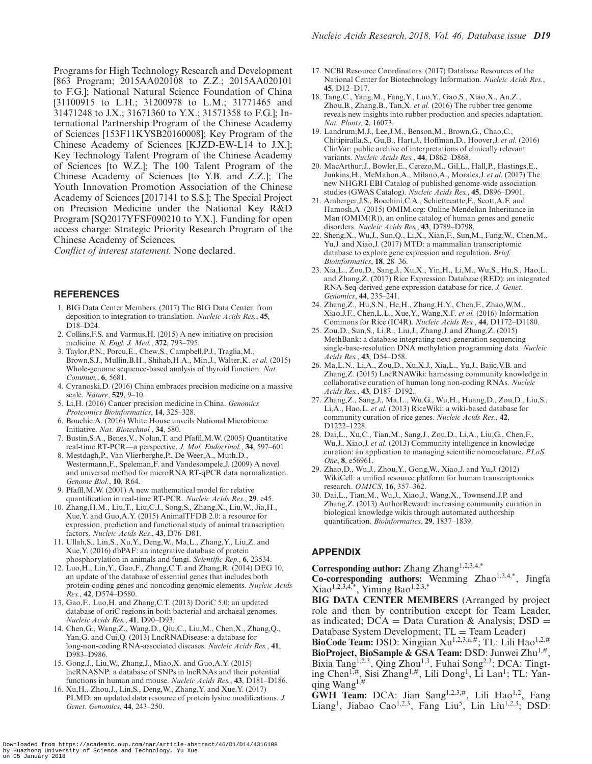Programs for High Technology Research and Development [863 Program; 2015AA020108 to Z.Z.; 2015AA020101 to F.G.]; National Natural Science Foundation of China [31100915 to L.H.; 31200978 to L.M.; 31771465 and 31471248 to J.X.; 31671360 to Y.X.; 31571358 to F.G.]; International Partnership Program of the Chinese Academy of Sciences [153F11KYSB20160008]; Key Program of the Chinese Academy of Sciences [KJZD-EW-L14 to J.X.]; Key Technology Talent Program of the Chinese Academy of Sciences [to W.Z.]; The 100 Talent Program of the Chinese Academy of Sciences [to Y.B. and Z.Z.]; The Youth Innovation Promotion Association of the Chinese Academy of Sciences [2017141 to S.S.]; The Special Project on Precision Medicine under the National Key R&D Program [SQ2017YFSF090210 to Y.X.]. Funding for open access charge: Strategic Priority Research Program of the Chinese Academy of Sciences.

*Conflict of interest statement.* None declared.

## REFERENCES

1. BIG Data Center Members. (2017) The BIG Data Center: from deposition to integration to translation. *Nucleic Acids Res.*, **45**, D18–D24.
2. Collins,F.S. and Varmus,H. (2015) A new initiative on precision medicine. *N. Engl. J. Med.*, **372**, 793–795.
3. Taylor,P.N., Porcu,E., Chew,S., Campbell,P.J., Traglia,M., Brown,S.J., Mullin,B.H., Shihab,H.A., Min,J., Walter,K. *et al.* (2015) Whole-genome sequence-based analysis of thyroid function. *Nat. Commun.*, **6**, 5681.
4. Cyranoski,D. (2016) China embraces precision medicine on a massive scale. *Nature*, **529**, 9–10.
5. Li,H. (2016) Cancer precision medicine in China. *Genomics Proteomics Bioinformatics*, **14**, 325–328.
6. Bouchie,A. (2016) White House unveils National Microbiome Initiative. *Nat. Biotechnol.*, **34**, 580.
7. Bustin,S.A., Benes,V., Nolan,T. and Pfaffl,M.W. (2005) Quantitative real-time RT-PCR—a perspective. *J. Mol. Endocrinol.*, **34**, 597–601.
8. Mestdagh,P., Van Vlierberghe,P., De Weer,A., Muth,D., Westermann,F., Speleman,F. and Vandesompele,J. (2009) A novel and universal method for microRNA RT-qPCR data normalization. *Genome Biol.*, **10**, R64.
9. Pfaffl,M.W. (2001) A new mathematical model for relative quantification in real-time RT-PCR. *Nucleic Acids Res.*, **29**, e45.
10. Zhang,H.M., Liu,T., Liu,C.J., Song,S., Zhang,X., Liu,W., Jia,H., Xue,Y. and Guo,A.Y. (2015) AnimalTFDB 2.0: a resource for expression, prediction and functional study of animal transcription factors. *Nucleic Acids Res.*, **43**, D76–D81.
11. Ullah,S., Lin,S., Xu,Y., Deng,W., Ma,L., Zhang,Y., Liu,Z. and Xue,Y. (2016) dbPAF: an integrative database of protein phosphorylation in animals and fungi. *Scientific Rep.*, **6**, 23534.
12. Luo,H., Lin,Y., Gao,F., Zhang,C.T. and Zhang,R. (2014) DEG 10, an update of the database of essential genes that includes both protein-coding genes and noncoding genomic elements. *Nucleic Acids Res.*, **42**, D574–D580.
13. Gao,F., Luo,H. and Zhang,C.T. (2013) DoriC 5.0: an updated database of oriC regions in both bacterial and archaeal genomes. *Nucleic Acids Res.*, **41**, D90–D93.
14. Chen,G., Wang,Z., Wang,D., Qiu,C., Liu,M., Chen,X., Zhang,Q., Yan,G. and Cui,Q. (2013) LncRNADisease: a database for long-non-coding RNA-associated diseases. *Nucleic Acids Res.*, **41**, D983–D986.
15. Gong,J., Liu,W., Zhang,J., Miao,X. and Guo,A.Y. (2015) lncRNASNP: a database of SNPs in lncRNAs and their potential functions in human and mouse. *Nucleic Acids Res.*, **43**, D181–D186.
16. Xu,H., Zhou,J., Lin,S., Deng,W., Zhang,Y. and Xue,Y. (2017) PLMD: an updated data resource of protein lysine modifications. *J. Genet. Genomics*, **44**, 243–250.
17. NCBI Resource Coordinators. (2017) Database Resources of the National Center for Biotechnology Information. *Nucleic Acids Res.*, **45**, D12–D17.
18. Tang,C., Yang,M., Fang,Y., Luo,Y., Gao,S., Xiao,X., An,Z., Zhou,B., Zhang,B., Tan,X. *et al.* (2016) The rubber tree genome reveals new insights into rubber production and species adaptation. *Nat. Plants*, **2**, 16073.
19. Landrum,M.J., Lee,J.M., Benson,M., Brown,G., Chao,C., Chitipiralla,S., Gu,B., Hart,J., Hoffman,D., Hoover,J. *et al.* (2016) ClinVar: public archive of interpretations of clinically relevant variants. *Nucleic Acids Res.*, **44**, D862–D868.
20. MacArthur,J., Bowler,E., Cerezo,M., Gil,L., Hall,P., Hastings,E., Junkins,H., McMahon,A., Milano,A., Morales,J. *et al.* (2017) The new NHGRI-EBI Catalog of published genome-wide association studies (GWAS Catalog). *Nucleic Acids Res.*, **45**, D896–D901.
21. Amberger,J.S., Bocchini,C.A., Schiettecatte,F., Scott,A.F. and Hamosh,A. (2015) OMIM.org: Online Mendelian Inheritance in Man (OMIM(R)), an online catalog of human genes and genetic disorders. *Nucleic Acids Res.*, **43**, D789–D798.
22. Sheng,X., Wu,J., Sun,Q., Li,X., Xian,F., Sun,M., Fang,W., Chen,M., Yu,J. and Xiao,J. (2017) MTD: a mammalian transcriptomic database to explore gene expression and regulation. *Brief. Bioinformatics*, **18**, 28–36.
23. Xia,L., Zou,D., Sang,J., Xu,X., Yin,H., Li,M., Wu,S., Hu,S., Hao,L. and Zhang,Z. (2017) Rice Expression Database (RED): an integrated RNA-Seq-derived gene expression database for rice. *J. Genet. Genomics*, **44**, 235–241.
24. Zhang,Z., Hu,S.N., He,H., Zhang,H.Y., Chen,F., Zhao,W.M., Xiao,J.F., Chen,L.L., Xue,Y., Wang,X.F. *et al.* (2016) Information Commons for Rice (IC4R). *Nucleic Acids Res.*, **44**, D1172–D1180.
25. Zou,D., Sun,S., Li,R., Liu,J., Zhang,J. and Zhang,Z. (2015) MethBank: a database integrating next-generation sequencing single-base-resolution DNA methylation programming data. *Nucleic Acids Res.*, **43**, D54–D58.
26. Ma,L.N., Li,A., Zou,D., Xu,X.J., Xia,L., Yu,J., Bajic,V.B. and Zhang,Z. (2015) LncRNAWiki: harnessing community knowledge in collaborative curation of human long non-coding RNAs. *Nucleic Acids Res.*, **43**, D187–D192.
27. Zhang,Z., Sang,J., Ma,L., Wu,G., Wu,H., Huang,D., Zou,D., Liu,S., Li,A., Hao,L. *et al.* (2013) RiceWiki: a wiki-based database for community curation of rice genes. *Nucleic Acids Res.*, **42**, D1222–1228.
28. Dai,L., Xu,C., Tian,M., Sang,J., Zou,D., Li,A., Liu,G., Chen,F., Wu,J., Xiao,J. *et al.* (2013) Community intelligence in knowledge curation: an application to managing scientific nomenclature. *PLoS One*, **8**, e56961.
29. Zhao,D., Wu,J., Zhou,Y., Gong,W., Xiao,J. and Yu,J. (2012) WikiCell: a unified resource platform for human transcriptomics research. *OMICS*, **16**, 357–362.
30. Dai,L., Tian,M., Wu,J., Xiao,J., Wang,X., Townsend,J.P. and Zhang,Z. (2013) AuthorReward: increasing community curation in biological knowledge wikis through automated authorship quantification. *Bioinformatics*, **29**, 1837–1839.

## APPENDIX

**Corresponding author:** Zhang Zhang[1,2,3,4,*]

**Co-corresponding authors:** Wenming Zhao[1,3,4,*], Jingfa Xiao[1,2,3,4,*], Yiming Bao[1,2,3,*]

**BIG DATA CENTER MEMBERS** (Arranged by project role and then by contribution except for Team Leader, as indicated; DCA = Data Curation & Analysis; DSD = Database System Development; TL = Team Leader)

**BioCode Team:** DSD: Xingjian Xu[1,2,3,a,#]; TL: Lili Hao[1,2,#]

**BioProject, BioSample & GSA Team:** DSD: Junwei Zhu[1,#], Bixia Tang[1,2,3], Qing Zhou[1,3], Fuhai Song[2,3]; DCA: Tingting Chen[1,#], Sisi Zhang[1,#], Lili Dong[1], Li Lan[1]; TL: Yanqing Wang[1,#]

**GWH Team:** DCA: Jian Sang[1,2,3,#], Lili Hao[1,2], Fang Liang[1], Jiabao Cao[1,2,3], Fang Liu[5], Lin Liu[1,2,3]; DSD: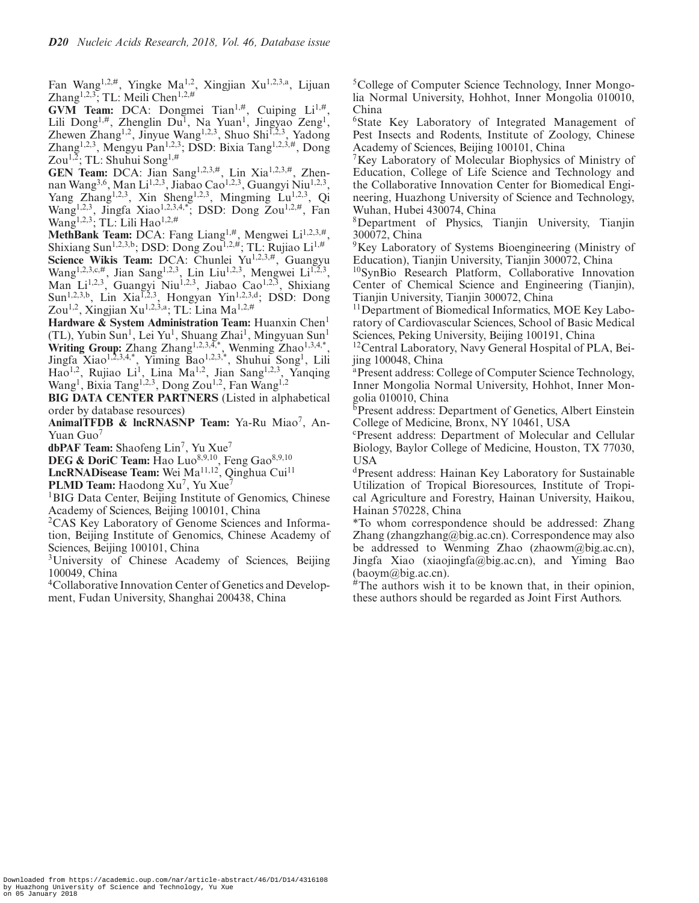Fan Wang[1,2,#], Yingke Ma[1,2], Xingjian Xu[1,2,3,a], Lijuan Zhang[1,2,3]; TL: Meili Chen[1,2,#]

**GVM Team:** DCA: Dongmei Tian[1,#], Cuiping Li[1,#], Lili Dong[1,#], Zhenglin Du[1], Na Yuan[1], Jingyao Zeng[1], Zhewen Zhang[1,2], Jinyue Wang[1,2,3], Shuo Shi[1,2,3], Yadong Zhang[1,2,3], Mengyu Pan[1,2,3]; DSD: Bixia Tang[1,2,3,#], Dong Zou[1,2]; TL: Shuhui Song[1,#]

**GEN Team:** DCA: Jian Sang[1,2,3,#], Lin Xia[1,2,3,#], Zhennan Wang[3,6], Man Li[1,2,3], Jiabao Cao[1,2,3], Guangyi Niu[1,2,3], Yang Zhang[1,2,3], Xin Sheng[1,2,3], Mingming Lu[1,2,3], Qi Wang[1,2,3], Jingfa Xiao[1,2,3,4,*]; DSD: Dong Zou[1,2,#], Fan Wang[1,2,3]; TL: Lili Hao[1,2,#]

**MethBank Team:** DCA: Fang Liang[1,#], Mengwei Li[1,2,3,#], Shixiang Sun[1,2,3,b]; DSD: Dong Zou[1,2,#]; TL: Rujiao Li[1,#]

**Science Wikis Team:** DCA: Chunlei Yu[1,2,3,#], Guangyu Wang[1,2,3,c,#], Jian Sang[1,2,3], Lin Liu[1,2,3], Mengwei Li[1,2,3], Man Li[1,2,3], Guangyi Niu[1,2,3], Jiabao Cao[1,2,3], Shixiang Sun[1,2,3,b], Lin Xia[1,2,3], Hongyan Yin[1,2,3,d]; DSD: Dong Zou[1,2], Xingjian Xu[1,2,3,a]; TL: Lina Ma[1,2,#]

**Hardware & System Administration Team:** Huanxin Chen[1] (TL), Yubin Sun[1], Lei Yu[1], Shuang Zhai[1], Mingyuan Sun[1]

**Writing Group:** Zhang Zhang[1,2,3,4,*], Wenming Zhao[1,3,4,*], Jingfa Xiao[1,2,3,4,*], Yiming Bao[1,2,3,*], Shuhui Song[1], Lili Hao[1,2], Rujiao Li[1], Lina Ma[1,2], Jian Sang[1,2,3], Yanqing Wang[1], Bixia Tang[1,2,3], Dong Zou[1,2], Fan Wang[1,2]

**BIG DATA CENTER PARTNERS** (Listed in alphabetical order by database resources)

**AnimalTFDB & lncRNASNP Team:** Ya-Ru Miao[7], An-Yuan Guo[7]

**dbPAF Team:** Shaofeng Lin[7], Yu Xue[7]

**DEG & DoriC Team:** Hao Luo[8,9,10], Feng Gao[8,9,10]

**LncRNADisease Team:** Wei Ma[11,12], Qinghua Cui[11]

**PLMD Team:** Haodong Xu[7], Yu Xue[7]

[1]BIG Data Center, Beijing Institute of Genomics, Chinese Academy of Sciences, Beijing 100101, China

[2]CAS Key Laboratory of Genome Sciences and Information, Beijing Institute of Genomics, Chinese Academy of Sciences, Beijing 100101, China

[3]University of Chinese Academy of Sciences, Beijing 100049, China

[4]Collaborative Innovation Center of Genetics and Development, Fudan University, Shanghai 200438, China

[5]College of Computer Science Technology, Inner Mongolia Normal University, Hohhot, Inner Mongolia 010010, China

[6]State Key Laboratory of Integrated Management of Pest Insects and Rodents, Institute of Zoology, Chinese Academy of Sciences, Beijing 100101, China

[7]Key Laboratory of Molecular Biophysics of Ministry of Education, College of Life Science and Technology and the Collaborative Innovation Center for Biomedical Engineering, Huazhong University of Science and Technology, Wuhan, Hubei 430074, China

[8]Department of Physics, Tianjin University, Tianjin 300072, China

[9]Key Laboratory of Systems Bioengineering (Ministry of Education), Tianjin University, Tianjin 300072, China

[10]SynBio Research Platform, Collaborative Innovation Center of Chemical Science and Engineering (Tianjin), Tianjin University, Tianjin 300072, China

[11]Department of Biomedical Informatics, MOE Key Laboratory of Cardiovascular Sciences, School of Basic Medical Sciences, Peking University, Beijing 100191, China

[12]Central Laboratory, Navy General Hospital of PLA, Beijing 100048, China

[a]Present address: College of Computer Science Technology, Inner Mongolia Normal University, Hohhot, Inner Mongolia 010010, China

[b]Present address: Department of Genetics, Albert Einstein College of Medicine, Bronx, NY 10461, USA

[c]Present address: Department of Molecular and Cellular Biology, Baylor College of Medicine, Houston, TX 77030, USA

[d]Present address: Hainan Key Laboratory for Sustainable Utilization of Tropical Bioresources, Institute of Tropical Agriculture and Forestry, Hainan University, Haikou, Hainan 570228, China

*To whom correspondence should be addressed: Zhang Zhang (zhangzhang@big.ac.cn). Correspondence may also be addressed to Wenming Zhao (zhaowm@big.ac.cn), Jingfa Xiao (xiaojingfa@big.ac.cn), and Yiming Bao (baoym@big.ac.cn).

[#]The authors wish it to be known that, in their opinion, these authors should be regarded as Joint First Authors.